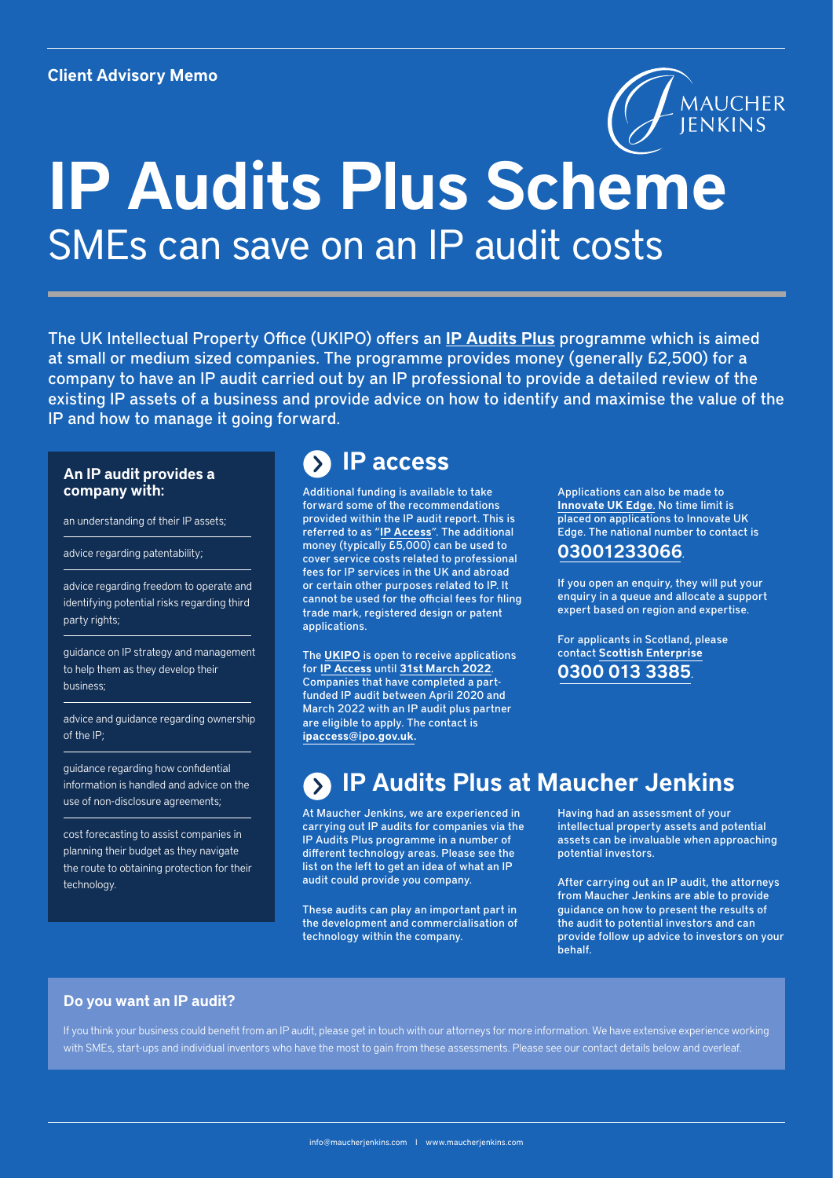**Client Advisory Memo**

# IP Audits Plus Scheme

## SMEs can save on an IP audit costs

The UK Intellectual Property Office (UKIPO) offers an **IP Audits Plus** programme which is aimed at small or medium sized companies. The programme provides money (generally £2,500) for a company to have an IP audit carried out by an IP professional to provide a detailed review of the existing IP assets of a business and provide advice on how to identify and maximise the value of the IP and how to manage it going forward.

**An IP audit provides a company with:**

- an understanding of their IP assets;
- advice regarding patentability;
- advice regarding freedom to operate and identifying potential risks regarding third party rights;
- guidance on IP strategy and management to help them as they develop their business;
- advice and guidance regarding ownership of the IP;
- guidance regarding how confidential information is handled and advice on the use of non-disclosure agreements;
- cost forecasting to assist companies in planning their budget as they navigate the route to obtaining protection for their technology.

## IP access

Additional funding is available to take forward some of the recommendations provided within the IP audit report. This is referred to as "**IP Access**". The additional money (typically £5,000) can be used to cover service costs related to professional fees for IP services in the UK and abroad or certain other purposes related to IP. It cannot be used for the official fees for filing trade mark, registered design or patent applications.

The **UKIPO** is open to receive applications for **IP Access** until **31st March 2022**. Companies that have completed a part-funded IP audit between April 2020 and March 2022 with an IP audit plus partner are eligible to apply. The contact is **ipaccess@ipo.gov.uk.**

Applications can also be made to **Innovate UK Edge**. No time limit is placed on applications to Innovate UK Edge. The national number to contact is **03001233066**.

If you open an enquiry, they will put your enquiry in a queue and allocate a support expert based on region and expertise.

For applicants in Scotland, please contact **Scottish Enterprise** **0300 013 3385**.

## IP Audits Plus at Maucher Jenkins

At Maucher Jenkins, we are experienced in carrying out IP audits for companies via the IP Audits Plus programme in a number of different technology areas. Please see the list on the left to get an idea of what an IP audit could provide you company.

These audits can play an important part in the development and commercialisation of technology within the company.

Having had an assessment of your intellectual property assets and potential assets can be invaluable when approaching potential investors.

After carrying out an IP audit, the attorneys from Maucher Jenkins are able to provide guidance on how to present the results of the audit to potential investors and can provide follow up advice to investors on your behalf.

### Do you want an IP audit?

If you think your business could benefit from an IP audit, please get in touch with our attorneys for more information. We have extensive experience working with SMEs, start-ups and individual inventors who have the most to gain from these assessments. Please see our contact details below and overleaf.

info@maucherjenkins.com | www.maucherjenkins.com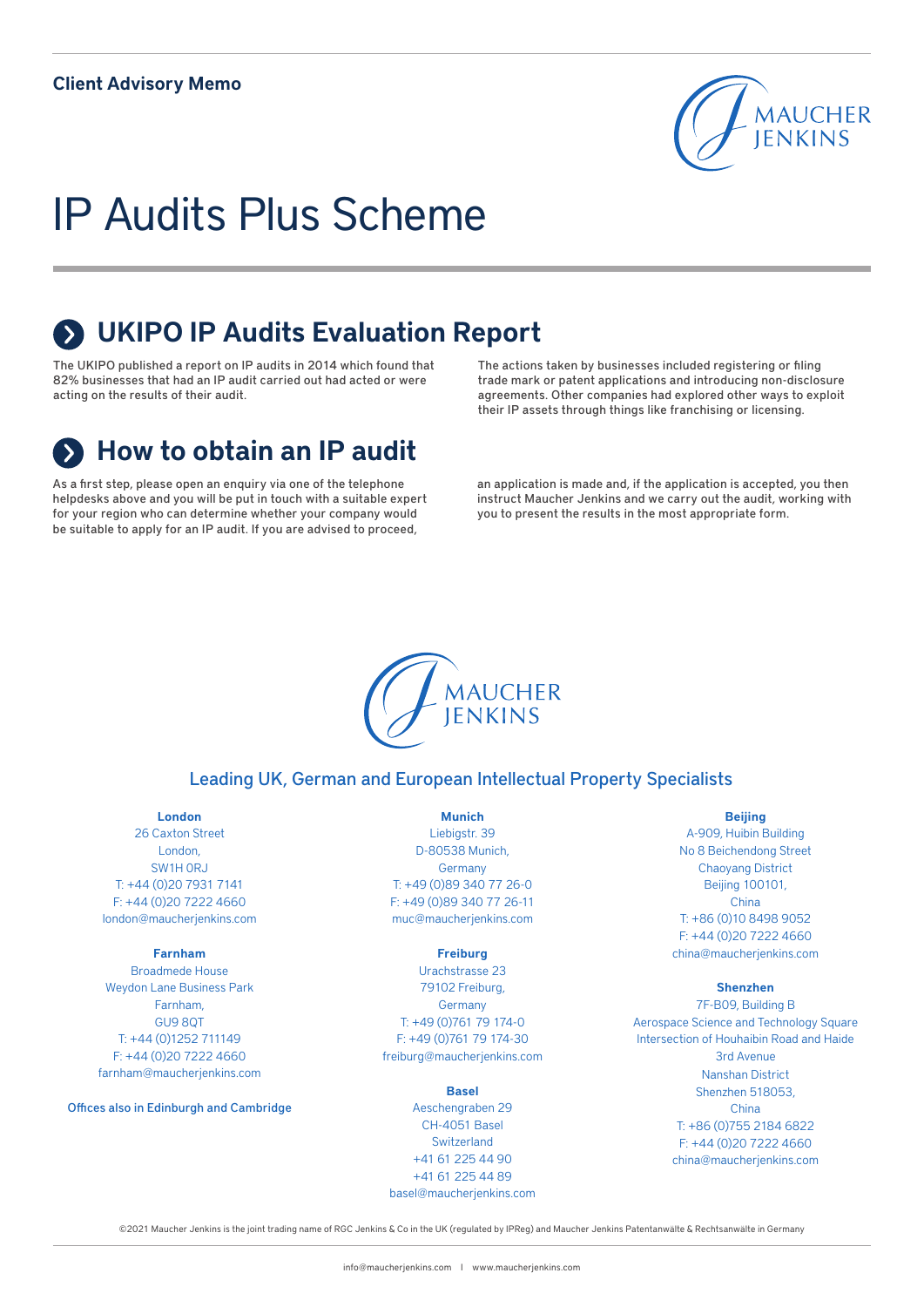**Client Advisory Memo**

# IP Audits Plus Scheme

## UKIPO IP Audits Evaluation Report

The UKIPO published a report on IP audits in 2014 which found that 82% businesses that had an IP audit carried out had acted or were acting on the results of their audit.

The actions taken by businesses included registering or filing trade mark or patent applications and introducing non-disclosure agreements. Other companies had explored other ways to exploit their IP assets through things like franchising or licensing.

## How to obtain an IP audit

As a first step, please open an enquiry via one of the telephone helpdesks above and you will be put in touch with a suitable expert for your region who can determine whether your company would be suitable to apply for an IP audit. If you are advised to proceed, an application is made and, if the application is accepted, you then instruct Maucher Jenkins and we carry out the audit, working with you to present the results in the most appropriate form.

MAUCHER JENKINS

Leading UK, German and European Intellectual Property Specialists

**London**
26 Caxton Street
London,
SW1H 0RJ
T: +44 (0)20 7931 7141
F: +44 (0)20 7222 4660
london@maucherjenkins.com

**Farnham**
Broadmede House
Weydon Lane Business Park
Farnham,
GU9 8QT
T: +44 (0)1252 711149
F: +44 (0)20 7222 4660
farnham@maucherjenkins.com

Offices also in Edinburgh and Cambridge

**Munich**
Liebigstr. 39
D-80538 Munich,
Germany
T: +49 (0)89 340 77 26-0
F: +49 (0)89 340 77 26-11
muc@maucherjenkins.com

**Freiburg**
Urachstrasse 23
79102 Freiburg,
Germany
T: +49 (0)761 79 174-0
F: +49 (0)761 79 174-30
freiburg@maucherjenkins.com

**Basel**
Aeschengraben 29
CH-4051 Basel
Switzerland
+41 61 225 44 90
+41 61 225 44 89
basel@maucherjenkins.com

**Beijing**
A-909, Huibin Building
No 8 Beichendong Street
Chaoyang District
Beijing 100101,
China
T: +86 (0)10 8498 9052
F: +44 (0)20 7222 4660
china@maucherjenkins.com

**Shenzhen**
7F-B09, Building B
Aerospace Science and Technology Square
Intersection of Houhaibin Road and Haide 3rd Avenue
Nanshan District
Shenzhen 518053,
China
T: +86 (0)755 2184 6822
F: +44 (0)20 7222 4660
china@maucherjenkins.com

©2021 Maucher Jenkins is the joint trading name of RGC Jenkins & Co in the UK (regulated by IPReg) and Maucher Jenkins Patentanwälte & Rechtsanwälte in Germany

info@maucherjenkins.com | www.maucherjenkins.com